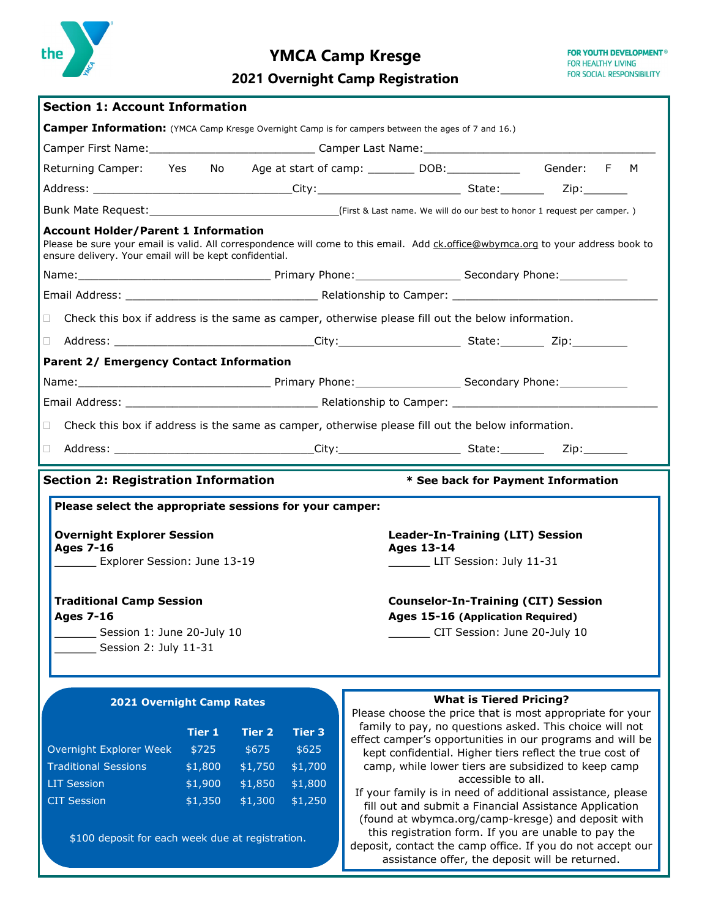# YMCA Camp Kresge

## 2021 Overnight Camp Registration

FOR YOUTH DEVELOPMENT®
FOR HEALTHY LIVING
FOR SOCIAL RESPONSIBILITY

## Section 1: Account Information

**Camper Information:** (YMCA Camp Kresge Overnight Camp is for campers between the ages of 7 and 16.)

Camper First Name:_________________________ Camper Last Name:___________________________________

Returning Camper: Yes No Age at start of camp: _______ DOB:___________ Gender: F M

Address: ______________________________City:______________________ State:_______ Zip:_______

Bunk Mate Request:_____________________________(First & Last name. We will do our best to honor 1 request per camper. )

**Account Holder/Parent 1 Information**

Please be sure your email is valid. All correspondence will come to this email. Add ck.office@wbymca.org to your address book to ensure delivery. Your email will be kept confidential.

Name:_____________________________ Primary Phone:________________ Secondary Phone:__________

Email Address: _____________________________ Relationship to Camper: ______________________________

☐ Check this box if address is the same as camper, otherwise please fill out the below information.

☐ Address: ______________________________City:__________________ State:_______ Zip:________

**Parent 2/ Emergency Contact Information**

Name:_____________________________ Primary Phone:________________ Secondary Phone:__________

Email Address: _____________________________ Relationship to Camper: ______________________________

☐ Check this box if address is the same as camper, otherwise please fill out the below information.

☐ Address: ______________________________City:__________________ State:_______ Zip:_______

## Section 2: Registration Information

**\* See back for Payment Information**

**Please select the appropriate sessions for your camper:**

**Overnight Explorer Session**
**Ages 7-16**
______ Explorer Session: June 13-19

**Traditional Camp Session**
**Ages 7-16**
______ Session 1: June 20-July 10
______ Session 2: July 11-31

**Leader-In-Training (LIT) Session**
**Ages 13-14**
______ LIT Session: July 11-31

**Counselor-In-Training (CIT) Session**
**Ages 15-16 (Application Required)**
______ CIT Session: June 20-July 10

**2021 Overnight Camp Rates**

| | Tier 1 | Tier 2 | Tier 3 |
|---|---|---|---|
| Overnight Explorer Week | $725 | $675 | $625 |
| Traditional Sessions | $1,800 | $1,750 | $1,700 |
| LIT Session | $1,900 | $1,850 | $1,800 |
| CIT Session | $1,350 | $1,300 | $1,250 |

$100 deposit for each week due at registration.

**What is Tiered Pricing?**

Please choose the price that is most appropriate for your family to pay, no questions asked. This choice will not effect camper's opportunities in our programs and will be kept confidential. Higher tiers reflect the true cost of camp, while lower tiers are subsidized to keep camp accessible to all.

If your family is in need of additional assistance, please fill out and submit a Financial Assistance Application (found at wbymca.org/camp-kresge) and deposit with this registration form. If you are unable to pay the deposit, contact the camp office. If you do not accept our assistance offer, the deposit will be returned.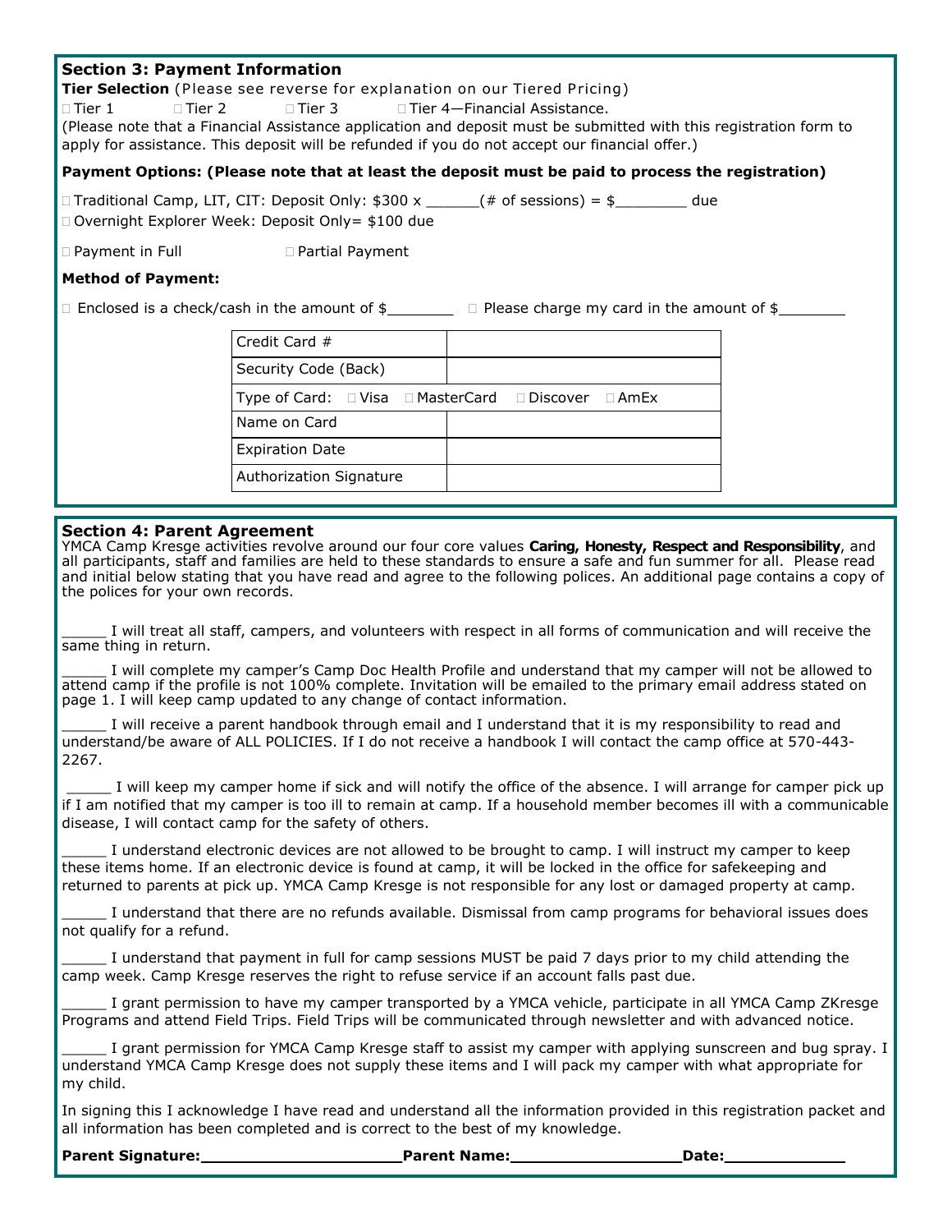## Section 3: Payment Information

**Tier Selection** (Please see reverse for explanation on our Tiered Pricing)

☐ Tier 1 ☐ Tier 2 ☐ Tier 3 ☐ Tier 4—Financial Assistance.

(Please note that a Financial Assistance application and deposit must be submitted with this registration form to apply for assistance. This deposit will be refunded if you do not accept our financial offer.)

**Payment Options: (Please note that at least the deposit must be paid to process the registration)**

☐ Traditional Camp, LIT, CIT: Deposit Only: $300 x ______(# of sessions) = $________ due

☐ Overnight Explorer Week: Deposit Only= $100 due

☐ Payment in Full ☐ Partial Payment

**Method of Payment:**

☐ Enclosed is a check/cash in the amount of $________ ☐ Please charge my card in the amount of $________

| Credit Card # | |
|---|---|
| Security Code (Back) | |
| Type of Card: ☐ Visa ☐ MasterCard ☐ Discover ☐ AmEx | |
| Name on Card | |
| Expiration Date | |
| Authorization Signature | |

## Section 4: Parent Agreement

YMCA Camp Kresge activities revolve around our four core values **Caring, Honesty, Respect and Responsibility**, and all participants, staff and families are held to these standards to ensure a safe and fun summer for all. Please read and initial below stating that you have read and agree to the following polices. An additional page contains a copy of the polices for your own records.

_____ I will treat all staff, campers, and volunteers with respect in all forms of communication and will receive the same thing in return.

_____ I will complete my camper's Camp Doc Health Profile and understand that my camper will not be allowed to attend camp if the profile is not 100% complete. Invitation will be emailed to the primary email address stated on page 1. I will keep camp updated to any change of contact information.

_____ I will receive a parent handbook through email and I understand that it is my responsibility to read and understand/be aware of ALL POLICIES. If I do not receive a handbook I will contact the camp office at 570-443-2267.

_____ I will keep my camper home if sick and will notify the office of the absence. I will arrange for camper pick up if I am notified that my camper is too ill to remain at camp. If a household member becomes ill with a communicable disease, I will contact camp for the safety of others.

_____ I understand electronic devices are not allowed to be brought to camp. I will instruct my camper to keep these items home. If an electronic device is found at camp, it will be locked in the office for safekeeping and returned to parents at pick up. YMCA Camp Kresge is not responsible for any lost or damaged property at camp.

_____ I understand that there are no refunds available. Dismissal from camp programs for behavioral issues does not qualify for a refund.

_____ I understand that payment in full for camp sessions MUST be paid 7 days prior to my child attending the camp week. Camp Kresge reserves the right to refuse service if an account falls past due.

_____ I grant permission to have my camper transported by a YMCA vehicle, participate in all YMCA Camp ZKresge Programs and attend Field Trips. Field Trips will be communicated through newsletter and with advanced notice.

_____ I grant permission for YMCA Camp Kresge staff to assist my camper with applying sunscreen and bug spray. I understand YMCA Camp Kresge does not supply these items and I will pack my camper with what appropriate for my child.

In signing this I acknowledge I have read and understand all the information provided in this registration packet and all information has been completed and is correct to the best of my knowledge.

**Parent Signature:**______________________ **Parent Name:**__________________ **Date:**_____________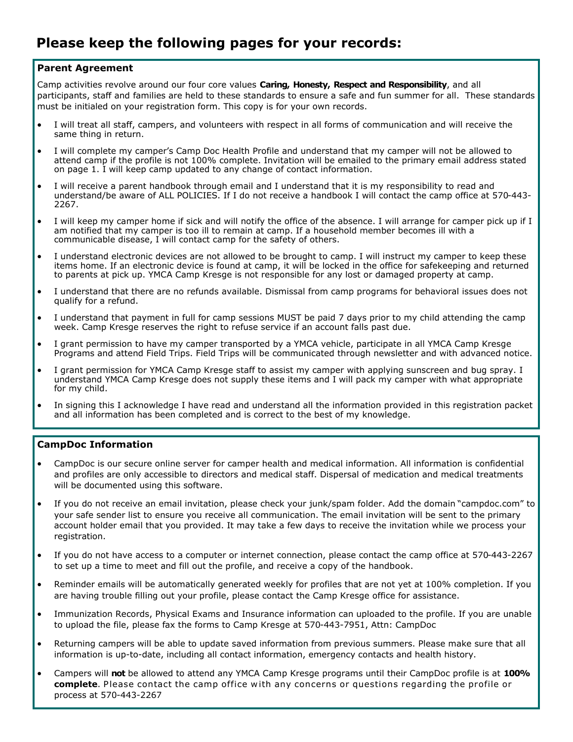# Please keep the following pages for your records:

## Parent Agreement

Camp activities revolve around our four core values **Caring, Honesty, Respect and Responsibility**, and all participants, staff and families are held to these standards to ensure a safe and fun summer for all. These standards must be initialed on your registration form. This copy is for your own records.

- I will treat all staff, campers, and volunteers with respect in all forms of communication and will receive the same thing in return.
- I will complete my camper's Camp Doc Health Profile and understand that my camper will not be allowed to attend camp if the profile is not 100% complete. Invitation will be emailed to the primary email address stated on page 1. I will keep camp updated to any change of contact information.
- I will receive a parent handbook through email and I understand that it is my responsibility to read and understand/be aware of ALL POLICIES. If I do not receive a handbook I will contact the camp office at 570-443-2267.
- I will keep my camper home if sick and will notify the office of the absence. I will arrange for camper pick up if I am notified that my camper is too ill to remain at camp. If a household member becomes ill with a communicable disease, I will contact camp for the safety of others.
- I understand electronic devices are not allowed to be brought to camp. I will instruct my camper to keep these items home. If an electronic device is found at camp, it will be locked in the office for safekeeping and returned to parents at pick up. YMCA Camp Kresge is not responsible for any lost or damaged property at camp.
- I understand that there are no refunds available. Dismissal from camp programs for behavioral issues does not qualify for a refund.
- I understand that payment in full for camp sessions MUST be paid 7 days prior to my child attending the camp week. Camp Kresge reserves the right to refuse service if an account falls past due.
- I grant permission to have my camper transported by a YMCA vehicle, participate in all YMCA Camp Kresge Programs and attend Field Trips. Field Trips will be communicated through newsletter and with advanced notice.
- I grant permission for YMCA Camp Kresge staff to assist my camper with applying sunscreen and bug spray. I understand YMCA Camp Kresge does not supply these items and I will pack my camper with what appropriate for my child.
- In signing this I acknowledge I have read and understand all the information provided in this registration packet and all information has been completed and is correct to the best of my knowledge.

## CampDoc Information

- CampDoc is our secure online server for camper health and medical information. All information is confidential and profiles are only accessible to directors and medical staff. Dispersal of medication and medical treatments will be documented using this software.
- If you do not receive an email invitation, please check your junk/spam folder. Add the domain "campdoc.com" to your safe sender list to ensure you receive all communication. The email invitation will be sent to the primary account holder email that you provided. It may take a few days to receive the invitation while we process your registration.
- If you do not have access to a computer or internet connection, please contact the camp office at 570-443-2267 to set up a time to meet and fill out the profile, and receive a copy of the handbook.
- Reminder emails will be automatically generated weekly for profiles that are not yet at 100% completion. If you are having trouble filling out your profile, please contact the Camp Kresge office for assistance.
- Immunization Records, Physical Exams and Insurance information can uploaded to the profile. If you are unable to upload the file, please fax the forms to Camp Kresge at 570-443-7951, Attn: CampDoc
- Returning campers will be able to update saved information from previous summers. Please make sure that all information is up-to-date, including all contact information, emergency contacts and health history.
- Campers will **not** be allowed to attend any YMCA Camp Kresge programs until their CampDoc profile is at **100% complete**. Please contact the camp office with any concerns or questions regarding the profile or process at 570-443-2267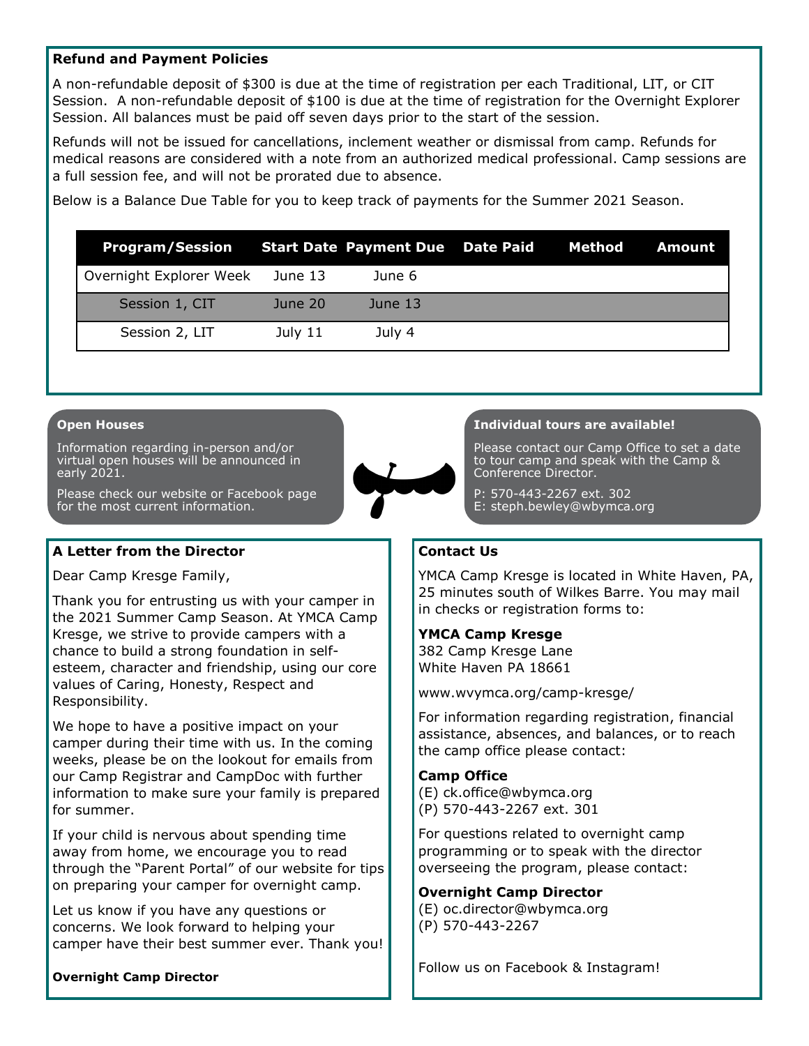### Refund and Payment Policies

A non-refundable deposit of $300 is due at the time of registration per each Traditional, LIT, or CIT Session. A non-refundable deposit of $100 is due at the time of registration for the Overnight Explorer Session. All balances must be paid off seven days prior to the start of the session.

Refunds will not be issued for cancellations, inclement weather or dismissal from camp. Refunds for medical reasons are considered with a note from an authorized medical professional. Camp sessions are a full session fee, and will not be prorated due to absence.

Below is a Balance Due Table for you to keep track of payments for the Summer 2021 Season.

| Program/Session | Start Date | Payment Due | Date Paid | Method | Amount |
|---|---|---|---|---|---|
| Overnight Explorer Week | June 13 | June 6 | | | |
| Session 1, CIT | June 20 | June 13 | | | |
| Session 2, LIT | July 11 | July 4 | | | |

**Open Houses**

Information regarding in-person and/or virtual open houses will be announced in early 2021.

Please check our website or Facebook page for the most current information.

**Individual tours are available!**

Please contact our Camp Office to set a date to tour camp and speak with the Camp & Conference Director.

P: 570-443-2267 ext. 302
E: steph.bewley@wbymca.org

### A Letter from the Director

Dear Camp Kresge Family,

Thank you for entrusting us with your camper in the 2021 Summer Camp Season. At YMCA Camp Kresge, we strive to provide campers with a chance to build a strong foundation in self-esteem, character and friendship, using our core values of Caring, Honesty, Respect and Responsibility.

We hope to have a positive impact on your camper during their time with us. In the coming weeks, please be on the lookout for emails from our Camp Registrar and CampDoc with further information to make sure your family is prepared for summer.

If your child is nervous about spending time away from home, we encourage you to read through the "Parent Portal" of our website for tips on preparing your camper for overnight camp.

Let us know if you have any questions or concerns. We look forward to helping your camper have their best summer ever. Thank you!

**Overnight Camp Director**

### Contact Us

YMCA Camp Kresge is located in White Haven, PA, 25 minutes south of Wilkes Barre. You may mail in checks or registration forms to:

**YMCA Camp Kresge**
382 Camp Kresge Lane
White Haven PA 18661

www.wvymca.org/camp-kresge/

For information regarding registration, financial assistance, absences, and balances, or to reach the camp office please contact:

**Camp Office**
(E) ck.office@wbymca.org
(P) 570-443-2267 ext. 301

For questions related to overnight camp programming or to speak with the director overseeing the program, please contact:

**Overnight Camp Director**
(E) oc.director@wbymca.org
(P) 570-443-2267

Follow us on Facebook & Instagram!